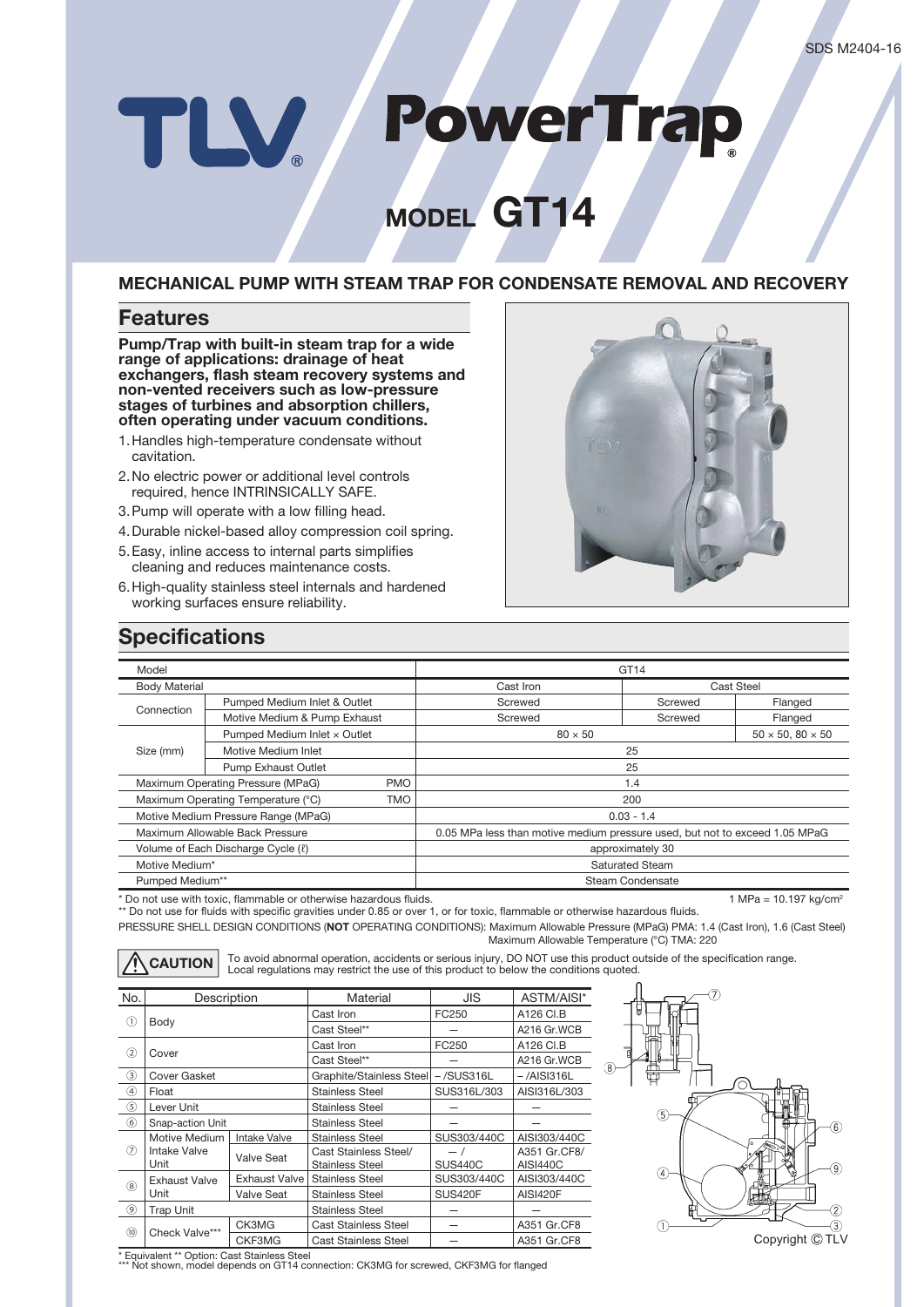SDS M2404-16

# TLV PowerTrap®

## MODEL GT14

### MECHANICAL PUMP WITH STEAM TRAP FOR CONDENSATE REMOVAL AND RECOVERY

## Features

**Pump/Trap with built-in steam trap for a wide range of applications: drainage of heat exchangers, flash steam recovery systems and non-vented receivers such as low-pressure stages of turbines and absorption chillers, often operating under vacuum conditions.**

1. Handles high-temperature condensate without cavitation.
2. No electric power or additional level controls required, hence INTRINSICALLY SAFE.
3. Pump will operate with a low filling head.
4. Durable nickel-based alloy compression coil spring.
5. Easy, inline access to internal parts simplifies cleaning and reduces maintenance costs.
6. High-quality stainless steel internals and hardened working surfaces ensure reliability.

## Specifications

| Model | | | GT14 | | |
|---|---|---|---|---|---|
| Body Material | | | Cast Iron | Cast Steel | |
| Connection | Pumped Medium Inlet & Outlet | | Screwed | Screwed | Flanged |
| | Motive Medium & Pump Exhaust | | Screwed | Screwed | Flanged |
| Size (mm) | Pumped Medium Inlet × Outlet | | 80 × 50 | | 50 × 50, 80 × 50 |
| | Motive Medium Inlet | | 25 | | |
| | Pump Exhaust Outlet | | 25 | | |
| Maximum Operating Pressure (MPaG) | | PMO | 1.4 | | |
| Maximum Operating Temperature (°C) | | TMO | 200 | | |
| Motive Medium Pressure Range (MPaG) | | | 0.03 - 1.4 | | |
| Maximum Allowable Back Pressure | | | 0.05 MPa less than motive medium pressure used, but not to exceed 1.05 MPaG | | |
| Volume of Each Discharge Cycle (ℓ) | | | approximately 30 | | |
| Motive Medium* | | | Saturated Steam | | |
| Pumped Medium** | | | Steam Condensate | | |

* Do not use with toxic, flammable or otherwise hazardous fluids.
** Do not use for fluids with specific gravities under 0.85 or over 1, or for toxic, flammable or otherwise hazardous fluids.

1 MPa = 10.197 kg/cm²

PRESSURE SHELL DESIGN CONDITIONS (**NOT** OPERATING CONDITIONS): Maximum Allowable Pressure (MPaG) PMA: 1.4 (Cast Iron), 1.6 (Cast Steel)
Maximum Allowable Temperature (°C) TMA: 220

**⚠ CAUTION** To avoid abnormal operation, accidents or serious injury, DO NOT use this product outside of the specification range. Local regulations may restrict the use of this product to below the conditions quoted.

| No. | Description | | Material | JIS | ASTM/AISI* |
|---|---|---|---|---|---|
| ① | Body | | Cast Iron | FC250 | A126 Cl.B |
| | | | Cast Steel** | — | A216 Gr.WCB |
| ② | Cover | | Cast Iron | FC250 | A126 Cl.B |
| | | | Cast Steel** | — | A216 Gr.WCB |
| ③ | Cover Gasket | | Graphite/Stainless Steel | – /SUS316L | – /AISI316L |
| ④ | Float | | Stainless Steel | SUS316L/303 | AISI316L/303 |
| ⑤ | Lever Unit | | Stainless Steel | — | — |
| ⑥ | Snap-action Unit | | Stainless Steel | — | — |
| ⑦ | Motive Medium Intake Valve Unit | Intake Valve | Stainless Steel | SUS303/440C | AISI303/440C |
| | | Valve Seat | Cast Stainless Steel/ Stainless Steel | — / SUS440C | A351 Gr.CF8/ AISI440C |
| ⑧ | Exhaust Valve Unit | Exhaust Valve | Stainless Steel | SUS303/440C | AISI303/440C |
| | | Valve Seat | Stainless Steel | SUS420F | AISI420F |
| ⑨ | Trap Unit | | Stainless Steel | — | — |
| ⑩ | Check Valve*** | CK3MG | Cast Stainless Steel | — | A351 Gr.CF8 |
| | | CKF3MG | Cast Stainless Steel | — | A351 Gr.CF8 |

* Equivalent ** Option: Cast Stainless Steel
*** Not shown, model depends on GT14 connection: CK3MG for screwed, CKF3MG for flanged

Copyright © TLV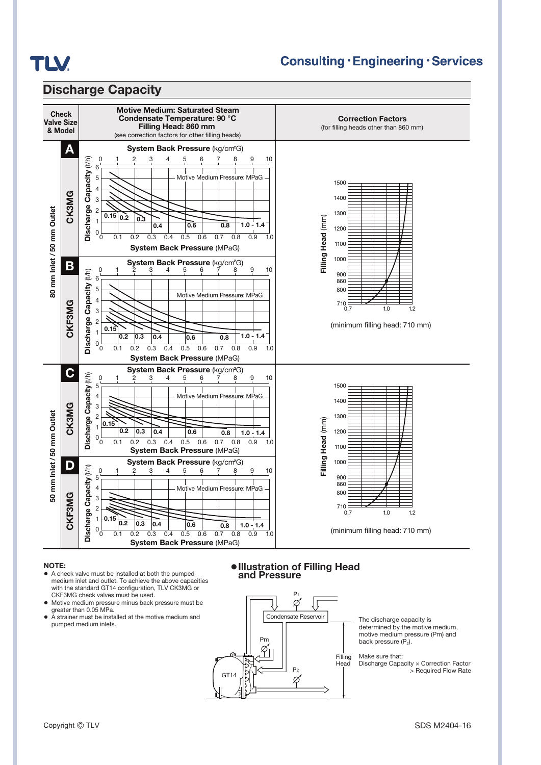## Discharge Capacity

| Check Valve Size & Model | | Motive Medium: Saturated Steam<br>Condensate Temperature: 90 °C<br>Filling Head: 860 mm<br>(see correction factors for other filling heads) | Correction Factors<br>(for filling heads other than 860 mm) |
|---|---|---|---|
| 80 mm Inlet / 50 mm Outlet | **A** CK3MG | System Back Pressure (kg/cm²G) / Discharge Capacity (t/h) / System Back Pressure (MPaG)<br>Motive Medium Pressure: MPaG — 0.15, 0.2, 0.3, 0.4, 0.6, 0.8, 1.0 - 1.4 | Filling Head (mm): 710, 800, 860, 900, 1000, 1100, 1200, 1300, 1400, 1500<br>Correction factor: 0.7, 1.0, 1.2<br>(minimum filling head: 710 mm) |
| | **B** CKF3MG | System Back Pressure (kg/cm²G) / Discharge Capacity (t/h) / System Back Pressure (MPaG)<br>Motive Medium Pressure: MPaG — 0.15, 0.2, 0.3, 0.4, 0.6, 0.8, 1.0 - 1.4 | |
| 50 mm Inlet / 50 mm Outlet | **C** CK3MG | System Back Pressure (kg/cm²G) / Discharge Capacity (t/h) / System Back Pressure (MPaG)<br>Motive Medium Pressure: MPaG — 0.15, 0.2, 0.3, 0.4, 0.8, 1.0 - 1.4 | Filling Head (mm): 710, 800, 860, 900, 1000, 1100, 1200, 1300, 1400, 1500<br>Correction factor: 0.7, 1.0, 1.2<br>(minimum filling head: 710 mm) |
| | **D** CKF3MG | System Back Pressure (kg/cm²G) / Discharge Capacity (t/h) / System Back Pressure (MPaG)<br>Motive Medium Pressure: MPaG — 0.15, 0.2, 0.3, 0.4, 0.6, 0.8, 1.0 - 1.4 | |

**NOTE:**

- A check valve must be installed at both the pumped medium inlet and outlet. To achieve the above capacities with the standard GT14 configuration, TLV CK3MG or CKF3MG check valves must be used.
- Motive medium pressure minus back pressure must be greater than 0.05 MPa.
- A strainer must be installed at the motive medium and pumped medium inlets.

### ● Illustration of Filling Head and Pressure

$P_1$, Condensate Reservoir, Pm, $P_2$, GT14, Filling Head

The discharge capacity is determined by the motive medium, motive medium pressure (Pm) and back pressure ($P_2$).

Make sure that:
Discharge Capacity × Correction Factor > Required Flow Rate

Copyright © TLV

SDS M2404-16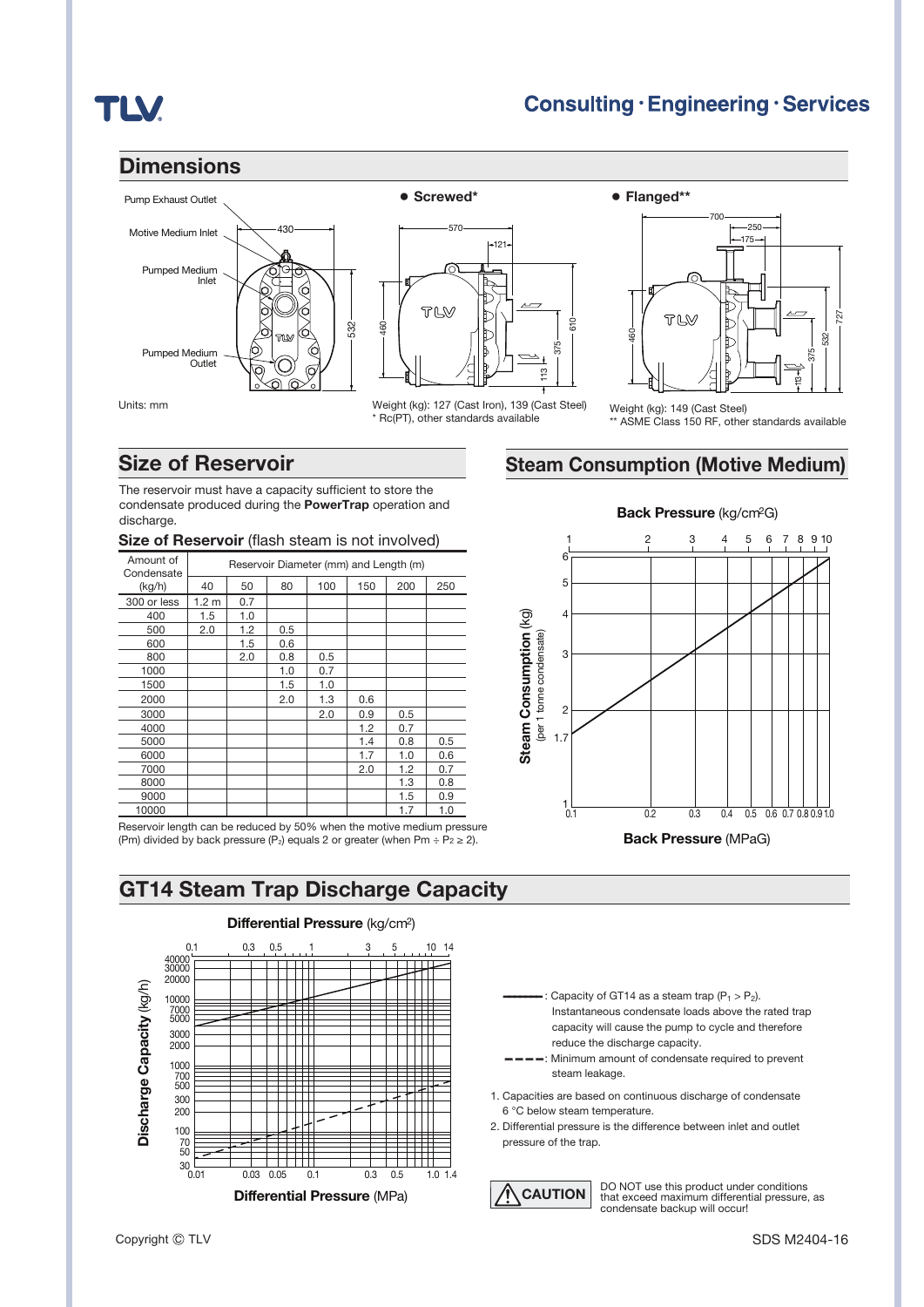## Dimensions

Pump Exhaust Outlet

Motive Medium Inlet

Pumped Medium Inlet

Pumped Medium Outlet

Units: mm

- **Screwed***

Weight (kg): 127 (Cast Iron), 139 (Cast Steel)
* Rc(PT), other standards available

- **Flanged****

Weight (kg): 149 (Cast Steel)
** ASME Class 150 RF, other standards available

## Size of Reservoir

The reservoir must have a capacity sufficient to store the condensate produced during the **PowerTrap** operation and discharge.

**Size of Reservoir** (flash steam is not involved)

| Amount of Condensate (kg/h) | Reservoir Diameter (mm) and Length (m) | | | | | | |
|---|---|---|---|---|---|---|---|
| | 40 | 50 | 80 | 100 | 150 | 200 | 250 |
| 300 or less | 1.2 m | 0.7 | | | | | |
| 400 | 1.5 | 1.0 | | | | | |
| 500 | 2.0 | 1.2 | 0.5 | | | | |
| 600 | | 1.5 | 0.6 | | | | |
| 800 | | 2.0 | 0.8 | 0.5 | | | |
| 1000 | | | 1.0 | 0.7 | | | |
| 1500 | | | 1.5 | 1.0 | | | |
| 2000 | | | 2.0 | 1.3 | 0.6 | | |
| 3000 | | | | 2.0 | 0.9 | 0.5 | |
| 4000 | | | | | 1.2 | 0.7 | |
| 5000 | | | | | 1.4 | 0.8 | 0.5 |
| 6000 | | | | | 1.7 | 1.0 | 0.6 |
| 7000 | | | | | 2.0 | 1.2 | 0.7 |
| 8000 | | | | | | 1.3 | 0.8 |
| 9000 | | | | | | 1.5 | 0.9 |
| 10000 | | | | | | 1.7 | 1.0 |

Reservoir length can be reduced by 50% when the motive medium pressure (Pm) divided by back pressure ($P_2$) equals 2 or greater (when $Pm \div P_2 \geq 2$).

## Steam Consumption (Motive Medium)

**Back Pressure** ($kg/cm^2G$)

**Steam Consumption** (kg) (per 1 tonne condensate)

**Back Pressure** (MPaG)

## GT14 Steam Trap Discharge Capacity

**Differential Pressure** ($kg/cm^2$)

**Discharge Capacity** (kg/h)

**Differential Pressure** (MPa)

———: Capacity of GT14 as a steam trap ($P_1 > P_2$). Instantaneous condensate loads above the rated trap capacity will cause the pump to cycle and therefore reduce the discharge capacity.

– – – –: Minimum amount of condensate required to prevent steam leakage.

1. Capacities are based on continuous discharge of condensate 6 °C below steam temperature.
2. Differential pressure is the difference between inlet and outlet pressure of the trap.

**CAUTION** DO NOT use this product under conditions that exceed maximum differential pressure, as condensate backup will occur!

Copyright © TLV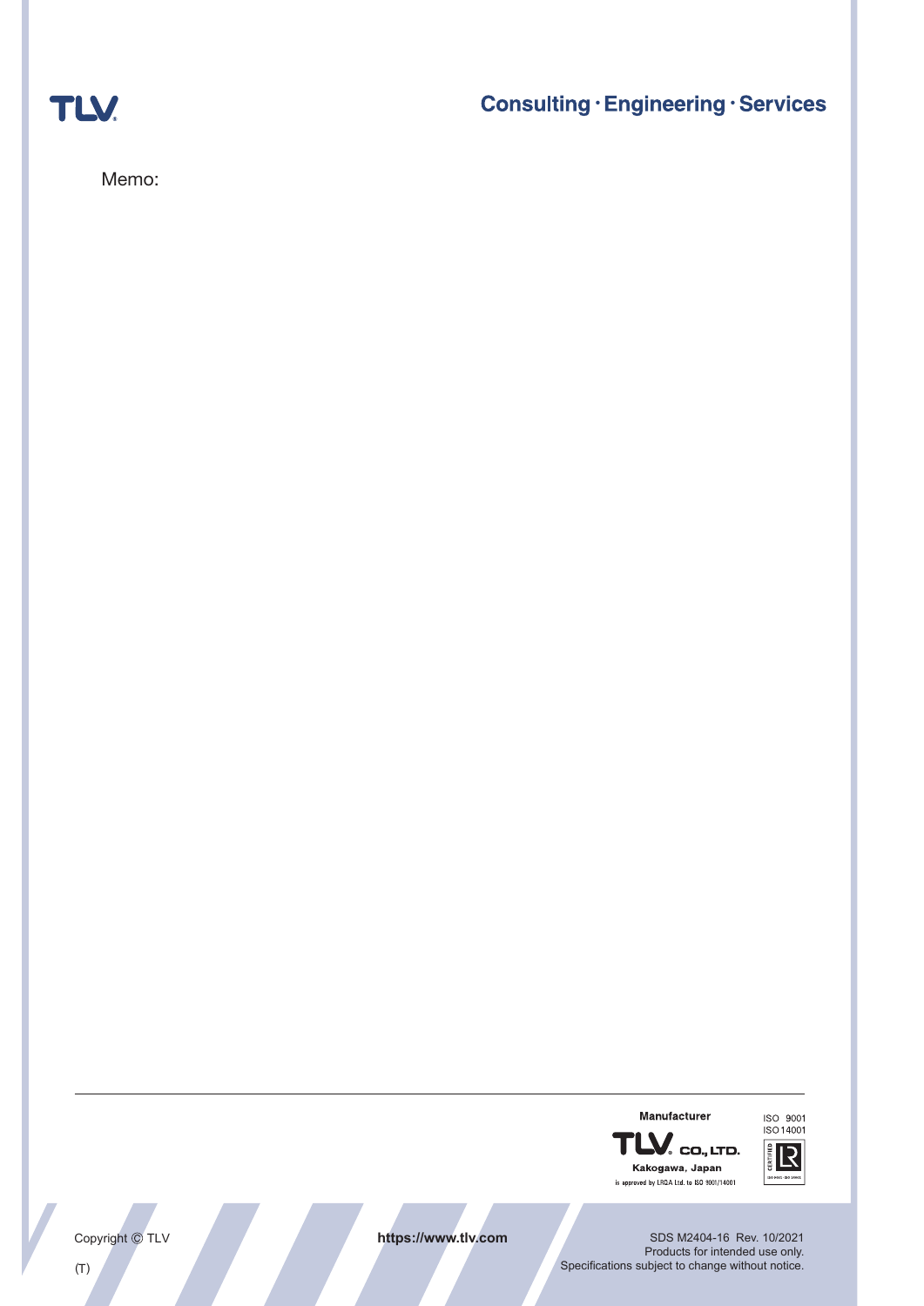Consulting · Engineering · Services

Memo:

Manufacturer

TLV CO., LTD.

Kakogawa, Japan

is approved by LRQA Ltd. to ISO 9001/14001

ISO 9001
ISO 14001

Copyright © TLV

(T)

https://www.tlv.com

SDS M2404-16 Rev. 10/2021
Products for intended use only.
Specifications subject to change without notice.